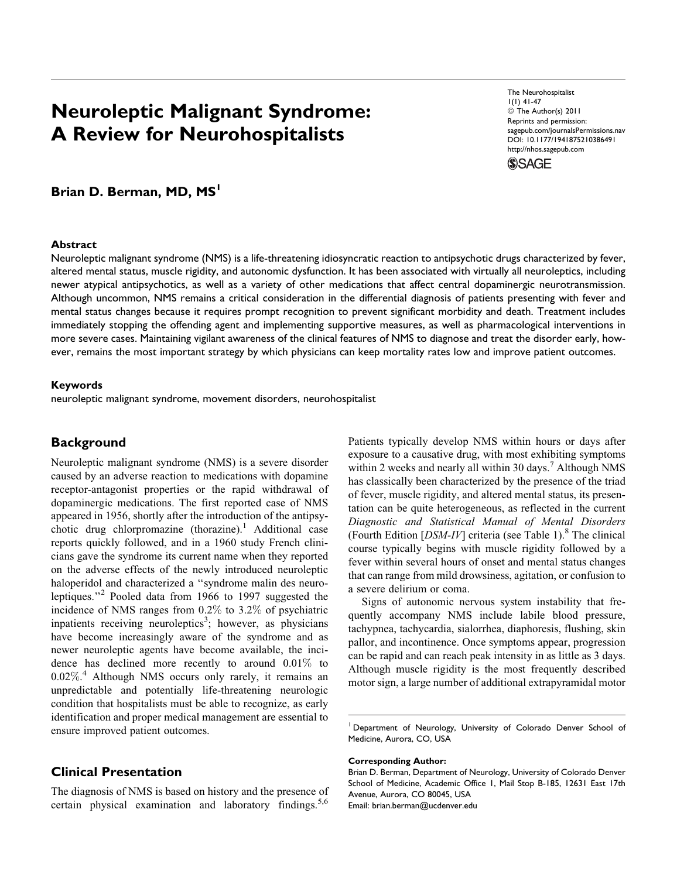# Neuroleptic Malignant Syndrome: A Review for Neurohospitalists

The Neurohospitalist
1(1) 41-47
© The Author(s) 2011
Reprints and permission:
sagepub.com/journalsPermissions.nav
DOI: 10.1177/1941875210386491
http://nhos.sagepub.com

**Brian D. Berman, MD, MS**[1]

### Abstract

Neuroleptic malignant syndrome (NMS) is a life-threatening idiosyncratic reaction to antipsychotic drugs characterized by fever, altered mental status, muscle rigidity, and autonomic dysfunction. It has been associated with virtually all neuroleptics, including newer atypical antipsychotics, as well as a variety of other medications that affect central dopaminergic neurotransmission. Although uncommon, NMS remains a critical consideration in the differential diagnosis of patients presenting with fever and mental status changes because it requires prompt recognition to prevent significant morbidity and death. Treatment includes immediately stopping the offending agent and implementing supportive measures, as well as pharmacological interventions in more severe cases. Maintaining vigilant awareness of the clinical features of NMS to diagnose and treat the disorder early, however, remains the most important strategy by which physicians can keep mortality rates low and improve patient outcomes.

### Keywords

neuroleptic malignant syndrome, movement disorders, neurohospitalist

## Background

Neuroleptic malignant syndrome (NMS) is a severe disorder caused by an adverse reaction to medications with dopamine receptor-antagonist properties or the rapid withdrawal of dopaminergic medications. The first reported case of NMS appeared in 1956, shortly after the introduction of the antipsychotic drug chlorpromazine (thorazine).[1] Additional case reports quickly followed, and in a 1960 study French clinicians gave the syndrome its current name when they reported on the adverse effects of the newly introduced neuroleptic haloperidol and characterized a "syndrome malin des neuroleptiques."[2] Pooled data from 1966 to 1997 suggested the incidence of NMS ranges from 0.2% to 3.2% of psychiatric inpatients receiving neuroleptics[3]; however, as physicians have become increasingly aware of the syndrome and as newer neuroleptic agents have become available, the incidence has declined more recently to around 0.01% to 0.02%.[4] Although NMS occurs only rarely, it remains an unpredictable and potentially life-threatening neurologic condition that hospitalists must be able to recognize, as early identification and proper medical management are essential to ensure improved patient outcomes.

## Clinical Presentation

The diagnosis of NMS is based on history and the presence of certain physical examination and laboratory findings.[5,6] Patients typically develop NMS within hours or days after exposure to a causative drug, with most exhibiting symptoms within 2 weeks and nearly all within 30 days.[7] Although NMS has classically been characterized by the presence of the triad of fever, muscle rigidity, and altered mental status, its presentation can be quite heterogeneous, as reflected in the current *Diagnostic and Statistical Manual of Mental Disorders* (Fourth Edition [*DSM-IV*] criteria (see Table 1).[8] The clinical course typically begins with muscle rigidity followed by a fever within several hours of onset and mental status changes that can range from mild drowsiness, agitation, or confusion to a severe delirium or coma.

Signs of autonomic nervous system instability that frequently accompany NMS include labile blood pressure, tachypnea, tachycardia, sialorrhea, diaphoresis, flushing, skin pallor, and incontinence. Once symptoms appear, progression can be rapid and can reach peak intensity in as little as 3 days. Although muscle rigidity is the most frequently described motor sign, a large number of additional extrapyramidal motor

[1] Department of Neurology, University of Colorado Denver School of Medicine, Aurora, CO, USA

**Corresponding Author:**
Brian D. Berman, Department of Neurology, University of Colorado Denver School of Medicine, Academic Office 1, Mail Stop B-185, 12631 East 17th Avenue, Aurora, CO 80045, USA
Email: brian.berman@ucdenver.edu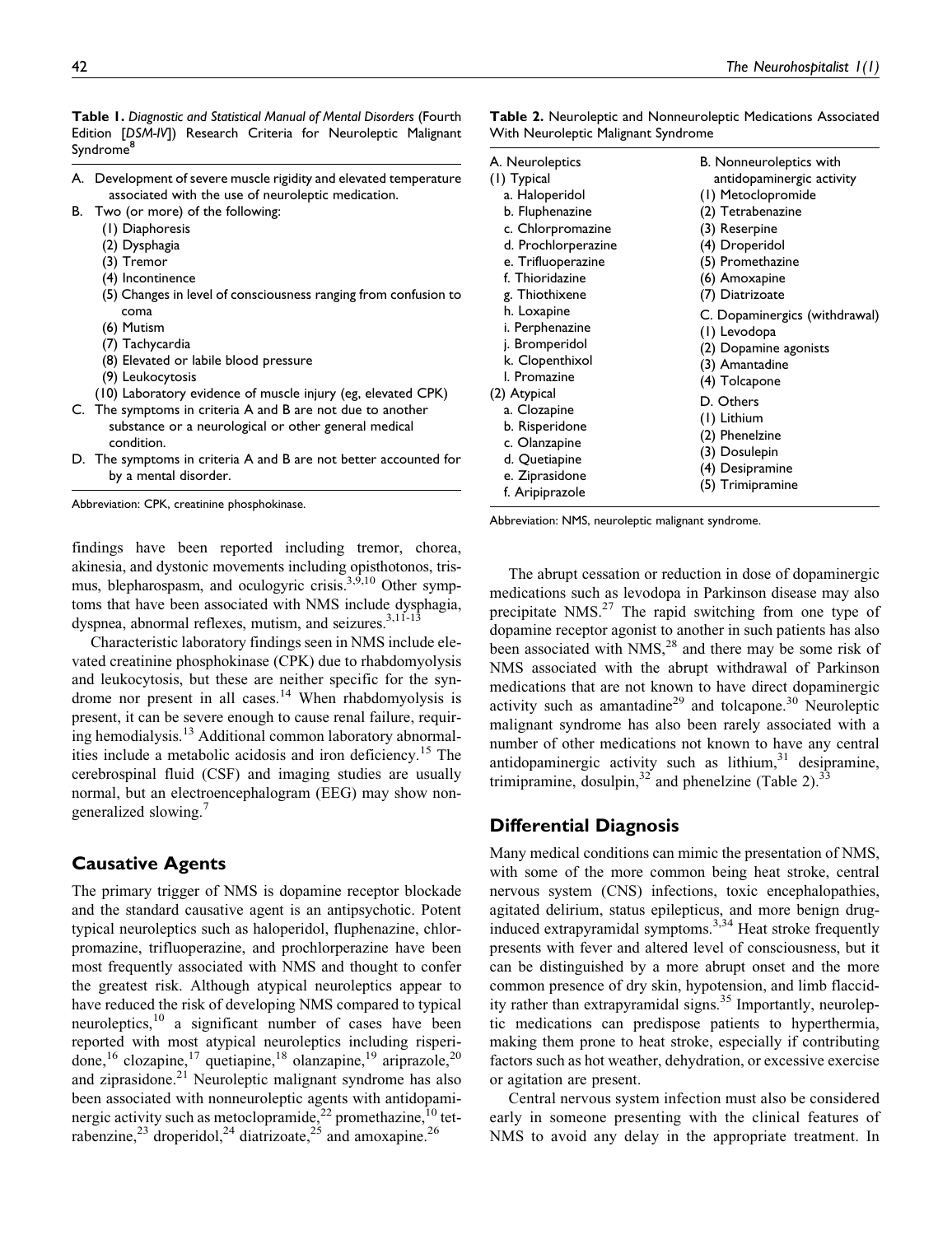**Table 1.** *Diagnostic and Statistical Manual of Mental Disorders* (Fourth Edition [*DSM-IV*]) Research Criteria for Neuroleptic Malignant Syndrome[8]

A. Development of severe muscle rigidity and elevated temperature associated with the use of neuroleptic medication.
B. Two (or more) of the following:
   (1) Diaphoresis
   (2) Dysphagia
   (3) Tremor
   (4) Incontinence
   (5) Changes in level of consciousness ranging from confusion to coma
   (6) Mutism
   (7) Tachycardia
   (8) Elevated or labile blood pressure
   (9) Leukocytosis
   (10) Laboratory evidence of muscle injury (eg, elevated CPK)
C. The symptoms in criteria A and B are not due to another substance or a neurological or other general medical condition.
D. The symptoms in criteria A and B are not better accounted for by a mental disorder.

Abbreviation: CPK, creatinine phosphokinase.

**Table 2.** Neuroleptic and Nonneuroleptic Medications Associated With Neuroleptic Malignant Syndrome

| A. Neuroleptics | B. Nonneuroleptics with antidopaminergic activity |
|---|---|
| (1) Typical | (1) Metoclopromide |
| a. Haloperidol | (2) Tetrabenazine |
| b. Fluphenazine | (3) Reserpine |
| c. Chlorpromazine | (4) Droperidol |
| d. Prochlorperazine | (5) Promethazine |
| e. Trifluoperazine | (6) Amoxapine |
| f. Thioridazine | (7) Diatrizoate |
| g. Thiothixene | C. Dopaminergics (withdrawal) |
| h. Loxapine | (1) Levodopa |
| i. Perphenazine | (2) Dopamine agonists |
| j. Bromperidol | (3) Amantadine |
| k. Clopenthixol | (4) Tolcapone |
| l. Promazine | D. Others |
| (2) Atypical | (1) Lithium |
| a. Clozapine | (2) Phenelzine |
| b. Risperidone | (3) Dosulepin |
| c. Olanzapine | (4) Desipramine |
| d. Quetiapine | (5) Trimipramine |
| e. Ziprasidone | |
| f. Aripiprazole | |

Abbreviation: NMS, neuroleptic malignant syndrome.

findings have been reported including tremor, chorea, akinesia, and dystonic movements including opisthotonos, trismus, blepharospasm, and oculogyric crisis.[3,9,10] Other symptoms that have been associated with NMS include dysphagia, dyspnea, abnormal reflexes, mutism, and seizures.[3,11-13]

Characteristic laboratory findings seen in NMS include elevated creatinine phosphokinase (CPK) due to rhabdomyolysis and leukocytosis, but these are neither specific for the syndrome nor present in all cases.[14] When rhabdomyolysis is present, it can be severe enough to cause renal failure, requiring hemodialysis.[13] Additional common laboratory abnormalities include a metabolic acidosis and iron deficiency.[15] The cerebrospinal fluid (CSF) and imaging studies are usually normal, but an electroencephalogram (EEG) may show nongeneralized slowing.[7]

## Causative Agents

The primary trigger of NMS is dopamine receptor blockade and the standard causative agent is an antipsychotic. Potent typical neuroleptics such as haloperidol, fluphenazine, chlorpromazine, trifluoperazine, and prochlorperazine have been most frequently associated with NMS and thought to confer the greatest risk. Although atypical neuroleptics appear to have reduced the risk of developing NMS compared to typical neuroleptics,[10] a significant number of cases have been reported with most atypical neuroleptics including risperidone,[16] clozapine,[17] quetiapine,[18] olanzapine,[19] ariprazole,[20] and ziprasidone.[21] Neuroleptic malignant syndrome has also been associated with nonneuroleptic agents with antidopaminergic activity such as metoclopramide,[22] promethazine,[10] tetrabenzine,[23] droperidol,[24] diatrizoate,[25] and amoxapine.[26]

The abrupt cessation or reduction in dose of dopaminergic medications such as levodopa in Parkinson disease may also precipitate NMS.[27] The rapid switching from one type of dopamine receptor agonist to another in such patients has also been associated with NMS,[28] and there may be some risk of NMS associated with the abrupt withdrawal of Parkinson medications that are not known to have direct dopaminergic activity such as amantadine[29] and tolcapone.[30] Neuroleptic malignant syndrome has also been rarely associated with a number of other medications not known to have any central antidopaminergic activity such as lithium,[31] desipramine, trimipramine, dosulpin,[32] and phenelzine (Table 2).[33]

## Differential Diagnosis

Many medical conditions can mimic the presentation of NMS, with some of the more common being heat stroke, central nervous system (CNS) infections, toxic encephalopathies, agitated delirium, status epilepticus, and more benign drug-induced extrapyramidal symptoms.[3,34] Heat stroke frequently presents with fever and altered level of consciousness, but it can be distinguished by a more abrupt onset and the more common presence of dry skin, hypotension, and limb flaccidity rather than extrapyramidal signs.[35] Importantly, neuroleptic medications can predispose patients to hyperthermia, making them prone to heat stroke, especially if contributing factors such as hot weather, dehydration, or excessive exercise or agitation are present.

Central nervous system infection must also be considered early in someone presenting with the clinical features of NMS to avoid any delay in the appropriate treatment. In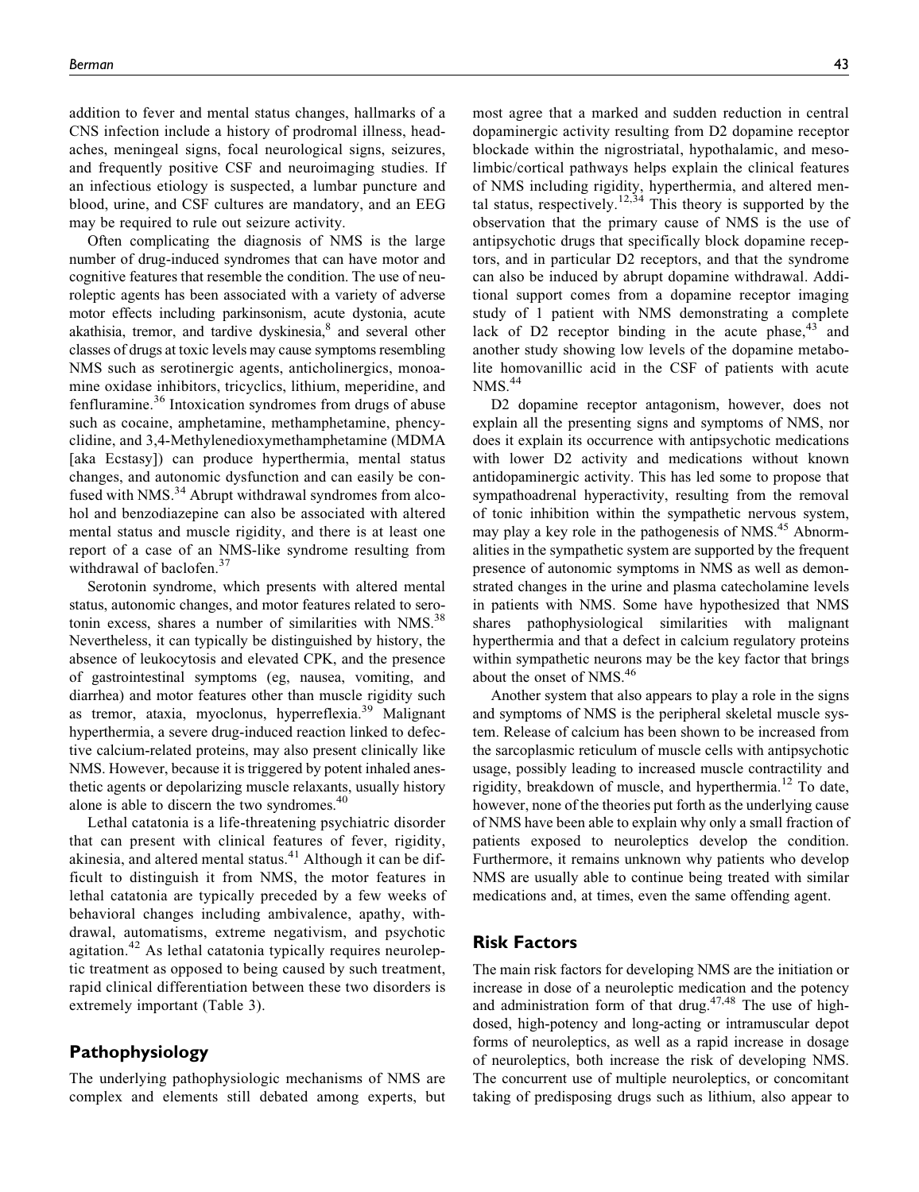addition to fever and mental status changes, hallmarks of a CNS infection include a history of prodromal illness, headaches, meningeal signs, focal neurological signs, seizures, and frequently positive CSF and neuroimaging studies. If an infectious etiology is suspected, a lumbar puncture and blood, urine, and CSF cultures are mandatory, and an EEG may be required to rule out seizure activity.

Often complicating the diagnosis of NMS is the large number of drug-induced syndromes that can have motor and cognitive features that resemble the condition. The use of neuroleptic agents has been associated with a variety of adverse motor effects including parkinsonism, acute dystonia, acute akathisia, tremor, and tardive dyskinesia,[8] and several other classes of drugs at toxic levels may cause symptoms resembling NMS such as serotinergic agents, anticholinergics, monoamine oxidase inhibitors, tricyclics, lithium, meperidine, and fenfluramine.[36] Intoxication syndromes from drugs of abuse such as cocaine, amphetamine, methamphetamine, phencyclidine, and 3,4-Methylenedioxymethamphetamine (MDMA [aka Ecstasy]) can produce hyperthermia, mental status changes, and autonomic dysfunction and can easily be confused with NMS.[34] Abrupt withdrawal syndromes from alcohol and benzodiazepine can also be associated with altered mental status and muscle rigidity, and there is at least one report of a case of an NMS-like syndrome resulting from withdrawal of baclofen.[37]

Serotonin syndrome, which presents with altered mental status, autonomic changes, and motor features related to serotonin excess, shares a number of similarities with NMS.[38] Nevertheless, it can typically be distinguished by history, the absence of leukocytosis and elevated CPK, and the presence of gastrointestinal symptoms (eg, nausea, vomiting, and diarrhea) and motor features other than muscle rigidity such as tremor, ataxia, myoclonus, hyperreflexia.[39] Malignant hyperthermia, a severe drug-induced reaction linked to defective calcium-related proteins, may also present clinically like NMS. However, because it is triggered by potent inhaled anesthetic agents or depolarizing muscle relaxants, usually history alone is able to discern the two syndromes.[40]

Lethal catatonia is a life-threatening psychiatric disorder that can present with clinical features of fever, rigidity, akinesia, and altered mental status.[41] Although it can be difficult to distinguish it from NMS, the motor features in lethal catatonia are typically preceded by a few weeks of behavioral changes including ambivalence, apathy, withdrawal, automatisms, extreme negativism, and psychotic agitation.[42] As lethal catatonia typically requires neuroleptic treatment as opposed to being caused by such treatment, rapid clinical differentiation between these two disorders is extremely important (Table 3).

## Pathophysiology

The underlying pathophysiologic mechanisms of NMS are complex and elements still debated among experts, but most agree that a marked and sudden reduction in central dopaminergic activity resulting from D2 dopamine receptor blockade within the nigrostriatal, hypothalamic, and mesolimbic/cortical pathways helps explain the clinical features of NMS including rigidity, hyperthermia, and altered mental status, respectively.[12,34] This theory is supported by the observation that the primary cause of NMS is the use of antipsychotic drugs that specifically block dopamine receptors, and in particular D2 receptors, and that the syndrome can also be induced by abrupt dopamine withdrawal. Additional support comes from a dopamine receptor imaging study of 1 patient with NMS demonstrating a complete lack of D2 receptor binding in the acute phase,[43] and another study showing low levels of the dopamine metabolite homovanillic acid in the CSF of patients with acute NMS.[44]

D2 dopamine receptor antagonism, however, does not explain all the presenting signs and symptoms of NMS, nor does it explain its occurrence with antipsychotic medications with lower D2 activity and medications without known antidopaminergic activity. This has led some to propose that sympathoadrenal hyperactivity, resulting from the removal of tonic inhibition within the sympathetic nervous system, may play a key role in the pathogenesis of NMS.[45] Abnormalities in the sympathetic system are supported by the frequent presence of autonomic symptoms in NMS as well as demonstrated changes in the urine and plasma catecholamine levels in patients with NMS. Some have hypothesized that NMS shares pathophysiological similarities with malignant hyperthermia and that a defect in calcium regulatory proteins within sympathetic neurons may be the key factor that brings about the onset of NMS.[46]

Another system that also appears to play a role in the signs and symptoms of NMS is the peripheral skeletal muscle system. Release of calcium has been shown to be increased from the sarcoplasmic reticulum of muscle cells with antipsychotic usage, possibly leading to increased muscle contractility and rigidity, breakdown of muscle, and hyperthermia.[12] To date, however, none of the theories put forth as the underlying cause of NMS have been able to explain why only a small fraction of patients exposed to neuroleptics develop the condition. Furthermore, it remains unknown why patients who develop NMS are usually able to continue being treated with similar medications and, at times, even the same offending agent.

## Risk Factors

The main risk factors for developing NMS are the initiation or increase in dose of a neuroleptic medication and the potency and administration form of that drug.[47,48] The use of high-dosed, high-potency and long-acting or intramuscular depot forms of neuroleptics, as well as a rapid increase in dosage of neuroleptics, both increase the risk of developing NMS. The concurrent use of multiple neuroleptics, or concomitant taking of predisposing drugs such as lithium, also appear to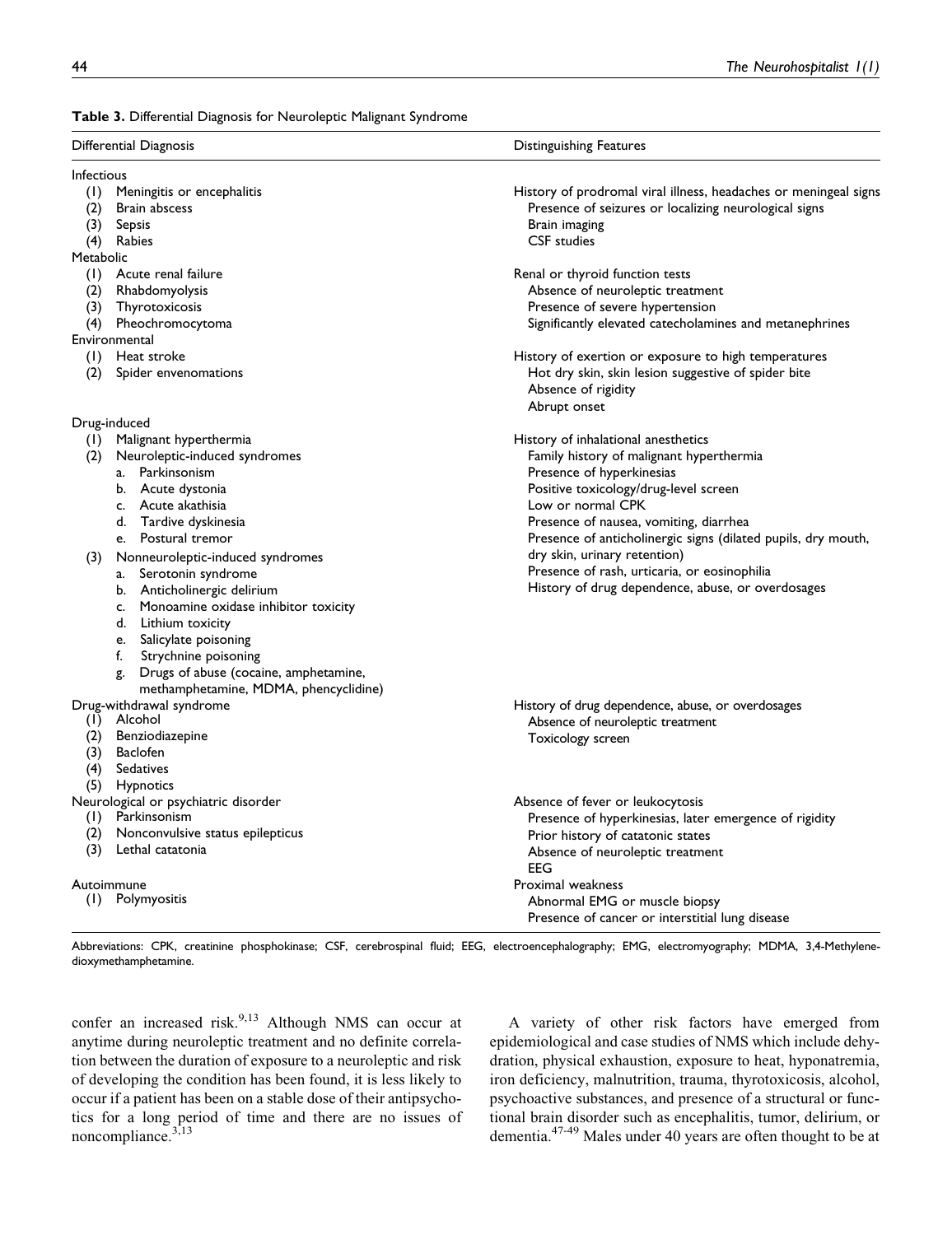**Table 3.** Differential Diagnosis for Neuroleptic Malignant Syndrome

| Differential Diagnosis | Distinguishing Features |
|---|---|
| **Infectious** | |
| (1) Meningitis or encephalitis | History of prodromal viral illness, headaches or meningeal signs |
| (2) Brain abscess | Presence of seizures or localizing neurological signs |
| (3) Sepsis | Brain imaging |
| (4) Rabies | CSF studies |
| **Metabolic** | |
| (1) Acute renal failure | Renal or thyroid function tests |
| (2) Rhabdomyolysis | Absence of neuroleptic treatment |
| (3) Thyrotoxicosis | Presence of severe hypertension |
| (4) Pheochromocytoma | Significantly elevated catecholamines and metanephrines |
| **Environmental** | |
| (1) Heat stroke | History of exertion or exposure to high temperatures |
| (2) Spider envenomations | Hot dry skin, skin lesion suggestive of spider bite |
| | Absence of rigidity |
| | Abrupt onset |
| **Drug-induced** | |
| (1) Malignant hyperthermia | History of inhalational anesthetics |
| (2) Neuroleptic-induced syndromes | Family history of malignant hyperthermia |
| a. Parkinsonism | Presence of hyperkinesias |
| b. Acute dystonia | Positive toxicology/drug-level screen |
| c. Acute akathisia | Low or normal CPK |
| d. Tardive dyskinesia | Presence of nausea, vomiting, diarrhea |
| e. Postural tremor | Presence of anticholinergic signs (dilated pupils, dry mouth, dry skin, urinary retention) |
| (3) Nonneuroleptic-induced syndromes | |
| a. Serotonin syndrome | Presence of rash, urticaria, or eosinophilia |
| b. Anticholinergic delirium | History of drug dependence, abuse, or overdosages |
| c. Monoamine oxidase inhibitor toxicity | |
| d. Lithium toxicity | |
| e. Salicylate poisoning | |
| f. Strychnine poisoning | |
| g. Drugs of abuse (cocaine, amphetamine, methamphetamine, MDMA, phencyclidine) | |
| **Drug-withdrawal syndrome** | History of drug dependence, abuse, or overdosages |
| (1) Alcohol | Absence of neuroleptic treatment |
| (2) Benziodiazepine | Toxicology screen |
| (3) Baclofen | |
| (4) Sedatives | |
| (5) Hypnotics | |
| **Neurological or psychiatric disorder** | Absence of fever or leukocytosis |
| (1) Parkinsonism | Presence of hyperkinesias, later emergence of rigidity |
| (2) Nonconvulsive status epilepticus | Prior history of catatonic states |
| (3) Lethal catatonia | Absence of neuroleptic treatment |
| | EEG |
| **Autoimmune** | Proximal weakness |
| (1) Polymyositis | Abnormal EMG or muscle biopsy |
| | Presence of cancer or interstitial lung disease |

Abbreviations: CPK, creatinine phosphokinase; CSF, cerebrospinal fluid; EEG, electroencephalography; EMG, electromyography; MDMA, 3,4-Methylenedioxymethamphetamine.

confer an increased risk.[9,13] Although NMS can occur at anytime during neuroleptic treatment and no definite correlation between the duration of exposure to a neuroleptic and risk of developing the condition has been found, it is less likely to occur if a patient has been on a stable dose of their antipsychotics for a long period of time and there are no issues of noncompliance.[3,13]

A variety of other risk factors have emerged from epidemiological and case studies of NMS which include dehydration, physical exhaustion, exposure to heat, hyponatremia, iron deficiency, malnutrition, trauma, thyrotoxicosis, alcohol, psychoactive substances, and presence of a structural or functional brain disorder such as encephalitis, tumor, delirium, or dementia.[47-49] Males under 40 years are often thought to be at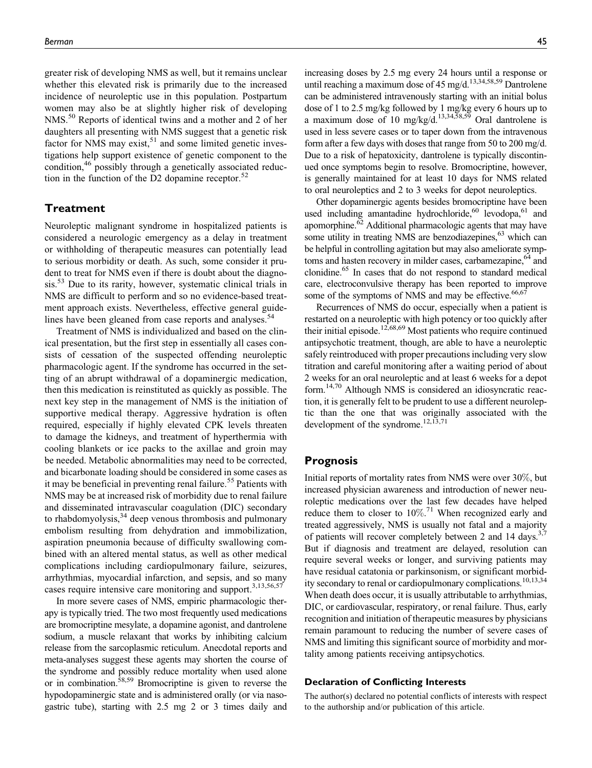greater risk of developing NMS as well, but it remains unclear whether this elevated risk is primarily due to the increased incidence of neuroleptic use in this population. Postpartum women may also be at slightly higher risk of developing NMS.[50] Reports of identical twins and a mother and 2 of her daughters all presenting with NMS suggest that a genetic risk factor for NMS may exist,[51] and some limited genetic investigations help support existence of genetic component to the condition,[46] possibly through a genetically associated reduction in the function of the D2 dopamine receptor.[52]

## Treatment

Neuroleptic malignant syndrome in hospitalized patients is considered a neurologic emergency as a delay in treatment or withholding of therapeutic measures can potentially lead to serious morbidity or death. As such, some consider it prudent to treat for NMS even if there is doubt about the diagnosis.[53] Due to its rarity, however, systematic clinical trials in NMS are difficult to perform and so no evidence-based treatment approach exists. Nevertheless, effective general guidelines have been gleaned from case reports and analyses.[54]

Treatment of NMS is individualized and based on the clinical presentation, but the first step in essentially all cases consists of cessation of the suspected offending neuroleptic pharmacologic agent. If the syndrome has occurred in the setting of an abrupt withdrawal of a dopaminergic medication, then this medication is reinstituted as quickly as possible. The next key step in the management of NMS is the initiation of supportive medical therapy. Aggressive hydration is often required, especially if highly elevated CPK levels threaten to damage the kidneys, and treatment of hyperthermia with cooling blankets or ice packs to the axillae and groin may be needed. Metabolic abnormalities may need to be corrected, and bicarbonate loading should be considered in some cases as it may be beneficial in preventing renal failure.[55] Patients with NMS may be at increased risk of morbidity due to renal failure and disseminated intravascular coagulation (DIC) secondary to rhabdomyolysis,[34] deep venous thrombosis and pulmonary embolism resulting from dehydration and immobilization, aspiration pneumonia because of difficulty swallowing combined with an altered mental status, as well as other medical complications including cardiopulmonary failure, seizures, arrhythmias, myocardial infarction, and sepsis, and so many cases require intensive care monitoring and support.[3,13,56,57]

In more severe cases of NMS, empiric pharmacologic therapy is typically tried. The two most frequently used medications are bromocriptine mesylate, a dopamine agonist, and dantrolene sodium, a muscle relaxant that works by inhibiting calcium release from the sarcoplasmic reticulum. Anecdotal reports and meta-analyses suggest these agents may shorten the course of the syndrome and possibly reduce mortality when used alone or in combination.[58,59] Bromocriptine is given to reverse the hypodopaminergic state and is administered orally (or via nasogastric tube), starting with 2.5 mg 2 or 3 times daily and increasing doses by 2.5 mg every 24 hours until a response or until reaching a maximum dose of 45 mg/d.[13,34,58,59] Dantrolene can be administered intravenously starting with an initial bolus dose of 1 to 2.5 mg/kg followed by 1 mg/kg every 6 hours up to a maximum dose of 10 mg/kg/d.[13,34,58,59] Oral dantrolene is used in less severe cases or to taper down from the intravenous form after a few days with doses that range from 50 to 200 mg/d. Due to a risk of hepatoxicity, dantrolene is typically discontinued once symptoms begin to resolve. Bromocriptine, however, is generally maintained for at least 10 days for NMS related to oral neuroleptics and 2 to 3 weeks for depot neuroleptics.

Other dopaminergic agents besides bromocriptine have been used including amantadine hydrochloride,[60] levodopa,[61] and apomorphine.[62] Additional pharmacologic agents that may have some utility in treating NMS are benzodiazepines,[63] which can be helpful in controlling agitation but may also ameliorate symptoms and hasten recovery in milder cases, carbamezapine,[64] and clonidine.[65] In cases that do not respond to standard medical care, electroconvulsive therapy has been reported to improve some of the symptoms of NMS and may be effective.[66,67]

Recurrences of NMS do occur, especially when a patient is restarted on a neuroleptic with high potency or too quickly after their initial episode.[12,68,69] Most patients who require continued antipsychotic treatment, though, are able to have a neuroleptic safely reintroduced with proper precautions including very slow titration and careful monitoring after a waiting period of about 2 weeks for an oral neuroleptic and at least 6 weeks for a depot form.[14,70] Although NMS is considered an idiosyncratic reaction, it is generally felt to be prudent to use a different neuroleptic than the one that was originally associated with the development of the syndrome.[12,13,71]

## Prognosis

Initial reports of mortality rates from NMS were over 30%, but increased physician awareness and introduction of newer neuroleptic medications over the last few decades have helped reduce them to closer to 10%.[71] When recognized early and treated aggressively, NMS is usually not fatal and a majority of patients will recover completely between 2 and 14 days.[3,7] But if diagnosis and treatment are delayed, resolution can require several weeks or longer, and surviving patients may have residual catatonia or parkinsonism, or significant morbidity secondary to renal or cardiopulmonary complications.[10,13,34] When death does occur, it is usually attributable to arrhythmias, DIC, or cardiovascular, respiratory, or renal failure. Thus, early recognition and initiation of therapeutic measures by physicians remain paramount to reducing the number of severe cases of NMS and limiting this significant source of morbidity and mortality among patients receiving antipsychotics.

### Declaration of Conflicting Interests

The author(s) declared no potential conflicts of interests with respect to the authorship and/or publication of this article.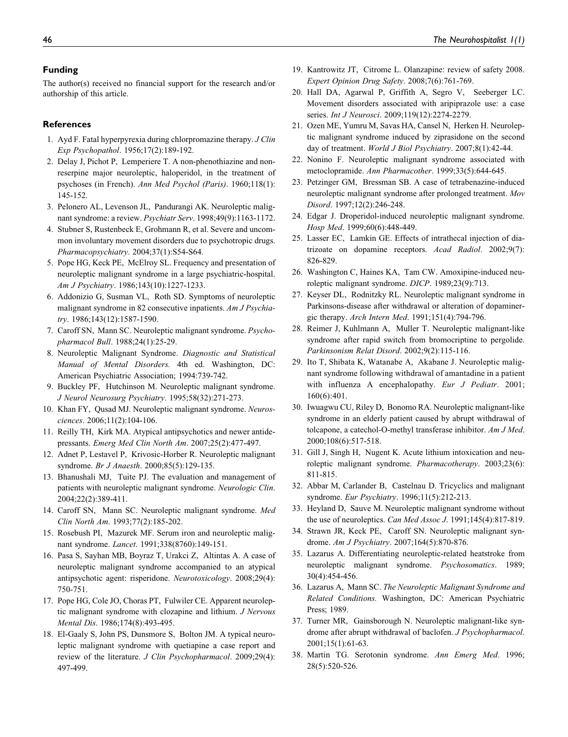## Funding

The author(s) received no financial support for the research and/or authorship of this article.

## References

1. Ayd F. Fatal hyperpyrexia during chlorpromazine therapy. *J Clin Exp Psychopathol*. 1956;17(2):189-192.
2. Delay J, Pichot P, Lemperiere T. A non-phenothiazine and non-reserpine major neuroleptic, haloperidol, in the treatment of psychoses (in French). *Ann Med Psychol (Paris)*. 1960;118(1):145-152.
3. Pelonero AL, Levenson JL, Pandurangi AK. Neuroleptic malignant syndrome: a review. *Psychiatr Serv*. 1998;49(9):1163-1172.
4. Stubner S, Rustenbeck E, Grohmann R, et al. Severe and uncommon involuntary movement disorders due to psychotropic drugs. *Pharmacopsychiatry*. 2004;37(1):S54-S64.
5. Pope HG, Keck PE, McElroy SL. Frequency and presentation of neuroleptic malignant syndrome in a large psychiatric-hospital. *Am J Psychiatry*. 1986;143(10):1227-1233.
6. Addonizio G, Susman VL, Roth SD. Symptoms of neuroleptic malignant syndrome in 82 consecutive inpatients. *Am J Psychiatry*. 1986;143(12):1587-1590.
7. Caroff SN, Mann SC. Neuroleptic malignant syndrome. *Psychopharmacol Bull*. 1988;24(1):25-29.
8. Neuroleptic Malignant Syndrome. *Diagnostic and Statistical Manual of Mental Disorders.* 4th ed. Washington, DC: American Psychiatric Association; 1994:739-742.
9. Buckley PF, Hutchinson M. Neuroleptic malignant syndrome. *J Neurol Neurosurg Psychiatry*. 1995;58(32):271-273.
10. Khan FY, Qusad MJ. Neuroleptic malignant syndrome. *Neurosciences*. 2006;11(2):104-106.
11. Reilly TH, Kirk MA. Atypical antipsychotics and newer antidepressants. *Emerg Med Clin North Am*. 2007;25(2):477-497.
12. Adnet P, Lestavel P, Krivosic-Horber R. Neuroleptic malignant syndrome. *Br J Anaesth*. 2000;85(5):129-135.
13. Bhanushali MJ, Tuite PJ. The evaluation and management of patients with neuroleptic malignant syndrome. *Neurologic Clin*. 2004;22(2):389-411.
14. Caroff SN, Mann SC. Neuroleptic malignant syndrome. *Med Clin North Am*. 1993;77(2):185-202.
15. Rosebush PI, Mazurek MF. Serum iron and neuroleptic malignant syndrome. *Lancet*. 1991;338(8760):149-151.
16. Pasa S, Sayhan MB, Boyraz T, Urakci Z, Altintas A. A case of neuroleptic malignant syndrome accompanied to an atypical antipsychotic agent: risperidone. *Neurotoxicology*. 2008;29(4):750-751.
17. Pope HG, Cole JO, Choras PT, Fulwiler CE. Apparent neuroleptic malignant syndrome with clozapine and lithium. *J Nervous Mental Dis*. 1986;174(8):493-495.
18. El-Gaaly S, John PS, Dunsmore S, Bolton JM. A typical neuroleptic malignant syndrome with quetiapine a case report and review of the literature. *J Clin Psychopharmacol*. 2009;29(4):497-499.
19. Kantrowitz JT, Citrome L. Olanzapine: review of safety 2008. *Expert Opinion Drug Safety*. 2008;7(6):761-769.
20. Hall DA, Agarwal P, Griffith A, Segro V, Seeberger LC. Movement disorders associated with aripiprazole use: a case series. *Int J Neurosci*. 2009;119(12):2274-2279.
21. Ozen ME, Yumru M, Savas HA, Cansel N, Herken H. Neuroleptic malignant syndrome induced by ziprasidone on the second day of treatment. *World J Biol Psychiatry*. 2007;8(1):42-44.
22. Nonino F. Neuroleptic malignant syndrome associated with metoclopramide. *Ann Pharmacother*. 1999;33(5):644-645.
23. Petzinger GM, Bressman SB. A case of tetrabenazine-induced neuroleptic malignant syndrome after prolonged treatment. *Mov Disord*. 1997;12(2):246-248.
24. Edgar J. Droperidol-induced neuroleptic malignant syndrome. *Hosp Med*. 1999;60(6):448-449.
25. Lasser EC, Lamkin GE. Effects of intrathecal injection of diatrizoate on dopamine receptors. *Acad Radiol*. 2002;9(7):826-829.
26. Washington C, Haines KA, Tam CW. Amoxipine-induced neuroleptic malignant syndrome. *DICP*. 1989;23(9):713.
27. Keyser DL, Rodnitzky RL. Neuroleptic malignant syndrome in Parkinsons-disease after withdrawal or alteration of dopaminergic therapy. *Arch Intern Med*. 1991;151(4):794-796.
28. Reimer J, Kuhlmann A, Muller T. Neuroleptic malignant-like syndrome after rapid switch from bromocriptine to pergolide. *Parkinsonism Relat Disord*. 2002;9(2):115-116.
29. Ito T, Shibata K, Watanabe A, Akabane J. Neuroleptic malignant syndrome following withdrawal of amantadine in a patient with influenza A encephalopathy. *Eur J Pediatr*. 2001;160(6):401.
30. Iwuagwu CU, Riley D, Bonomo RA. Neuroleptic malignant-like syndrome in an elderly patient caused by abrupt withdrawal of tolcapone, a catechol-O-methyl transferase inhibitor. *Am J Med*. 2000;108(6):517-518.
31. Gill J, Singh H, Nugent K. Acute lithium intoxication and neuroleptic malignant syndrome. *Pharmacotherapy*. 2003;23(6):811-815.
32. Abbar M, Carlander B, Castelnau D. Tricyclics and malignant syndrome. *Eur Psychiatry*. 1996;11(5):212-213.
33. Heyland D, Sauve M. Neuroleptic malignant syndrome without the use of neuroleptics. *Can Med Assoc J*. 1991;145(4):817-819.
34. Strawn JR, Keck PE, Caroff SN. Neuroleptic malignant syndrome. *Am J Psychiatry*. 2007;164(5):870-876.
35. Lazarus A. Differentiating neuroleptic-related heatstroke from neuroleptic malignant syndrome. *Psychosomatics*. 1989;30(4):454-456.
36. Lazarus A, Mann SC. *The Neuroleptic Malignant Syndrome and Related Conditions.* Washington, DC: American Psychiatric Press; 1989.
37. Turner MR, Gainsborough N. Neuroleptic malignant-like syndrome after abrupt withdrawal of baclofen. *J Psychopharmacol*. 2001;15(1):61-63.
38. Martin TG. Serotonin syndrome. *Ann Emerg Med*. 1996;28(5):520-526.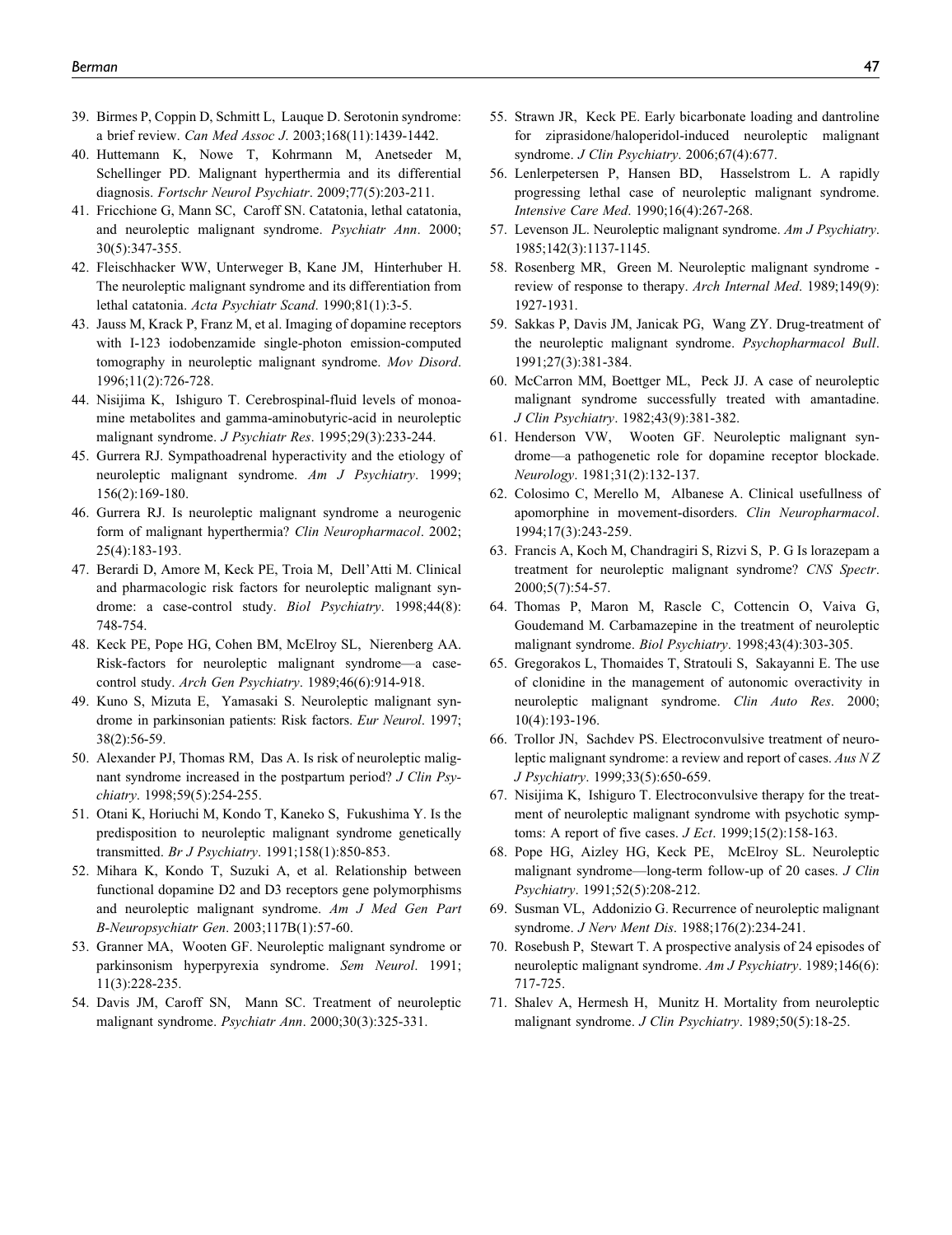39. Birmes P, Coppin D, Schmitt L, Lauque D. Serotonin syndrome: a brief review. *Can Med Assoc J*. 2003;168(11):1439-1442.
40. Huttemann K, Nowe T, Kohrmann M, Anetseder M, Schellinger PD. Malignant hyperthermia and its differential diagnosis. *Fortschr Neurol Psychiatr*. 2009;77(5):203-211.
41. Fricchione G, Mann SC, Caroff SN. Catatonia, lethal catatonia, and neuroleptic malignant syndrome. *Psychiatr Ann*. 2000; 30(5):347-355.
42. Fleischhacker WW, Unterweger B, Kane JM, Hinterhuber H. The neuroleptic malignant syndrome and its differentiation from lethal catatonia. *Acta Psychiatr Scand*. 1990;81(1):3-5.
43. Jauss M, Krack P, Franz M, et al. Imaging of dopamine receptors with I-123 iodobenzamide single-photon emission-computed tomography in neuroleptic malignant syndrome. *Mov Disord*. 1996;11(2):726-728.
44. Nisijima K, Ishiguro T. Cerebrospinal-fluid levels of monoamine metabolites and gamma-aminobutyric-acid in neuroleptic malignant syndrome. *J Psychiatr Res*. 1995;29(3):233-244.
45. Gurrera RJ. Sympathoadrenal hyperactivity and the etiology of neuroleptic malignant syndrome. *Am J Psychiatry*. 1999; 156(2):169-180.
46. Gurrera RJ. Is neuroleptic malignant syndrome a neurogenic form of malignant hyperthermia? *Clin Neuropharmacol*. 2002; 25(4):183-193.
47. Berardi D, Amore M, Keck PE, Troia M, Dell'Atti M. Clinical and pharmacologic risk factors for neuroleptic malignant syndrome: a case-control study. *Biol Psychiatry*. 1998;44(8): 748-754.
48. Keck PE, Pope HG, Cohen BM, McElroy SL, Nierenberg AA. Risk-factors for neuroleptic malignant syndrome—a case-control study. *Arch Gen Psychiatry*. 1989;46(6):914-918.
49. Kuno S, Mizuta E, Yamasaki S. Neuroleptic malignant syndrome in parkinsonian patients: Risk factors. *Eur Neurol*. 1997; 38(2):56-59.
50. Alexander PJ, Thomas RM, Das A. Is risk of neuroleptic malignant syndrome increased in the postpartum period? *J Clin Psychiatry*. 1998;59(5):254-255.
51. Otani K, Horiuchi M, Kondo T, Kaneko S, Fukushima Y. Is the predisposition to neuroleptic malignant syndrome genetically transmitted. *Br J Psychiatry*. 1991;158(1):850-853.
52. Mihara K, Kondo T, Suzuki A, et al. Relationship between functional dopamine D2 and D3 receptors gene polymorphisms and neuroleptic malignant syndrome. *Am J Med Gen Part B-Neuropsychiatr Gen*. 2003;117B(1):57-60.
53. Granner MA, Wooten GF. Neuroleptic malignant syndrome or parkinsonism hyperpyrexia syndrome. *Sem Neurol*. 1991; 11(3):228-235.
54. Davis JM, Caroff SN, Mann SC. Treatment of neuroleptic malignant syndrome. *Psychiatr Ann*. 2000;30(3):325-331.
55. Strawn JR, Keck PE. Early bicarbonate loading and dantroline for ziprasidone/haloperidol-induced neuroleptic malignant syndrome. *J Clin Psychiatry*. 2006;67(4):677.
56. Lenlerpetersen P, Hansen BD, Hasselstrom L. A rapidly progressing lethal case of neuroleptic malignant syndrome. *Intensive Care Med*. 1990;16(4):267-268.
57. Levenson JL. Neuroleptic malignant syndrome. *Am J Psychiatry*. 1985;142(3):1137-1145.
58. Rosenberg MR, Green M. Neuroleptic malignant syndrome - review of response to therapy. *Arch Internal Med*. 1989;149(9): 1927-1931.
59. Sakkas P, Davis JM, Janicak PG, Wang ZY. Drug-treatment of the neuroleptic malignant syndrome. *Psychopharmacol Bull*. 1991;27(3):381-384.
60. McCarron MM, Boettger ML, Peck JJ. A case of neuroleptic malignant syndrome successfully treated with amantadine. *J Clin Psychiatry*. 1982;43(9):381-382.
61. Henderson VW, Wooten GF. Neuroleptic malignant syndrome—a pathogenetic role for dopamine receptor blockade. *Neurology*. 1981;31(2):132-137.
62. Colosimo C, Merello M, Albanese A. Clinical usefullness of apomorphine in movement-disorders. *Clin Neuropharmacol*. 1994;17(3):243-259.
63. Francis A, Koch M, Chandragiri S, Rizvi S, P. G Is lorazepam a treatment for neuroleptic malignant syndrome? *CNS Spectr*. 2000;5(7):54-57.
64. Thomas P, Maron M, Rascle C, Cottencin O, Vaiva G, Goudemand M. Carbamazepine in the treatment of neuroleptic malignant syndrome. *Biol Psychiatry*. 1998;43(4):303-305.
65. Gregorakos L, Thomaides T, Stratouli S, Sakayanni E. The use of clonidine in the management of autonomic overactivity in neuroleptic malignant syndrome. *Clin Auto Res*. 2000; 10(4):193-196.
66. Trollor JN, Sachdev PS. Electroconvulsive treatment of neuroleptic malignant syndrome: a review and report of cases. *Aus N Z J Psychiatry*. 1999;33(5):650-659.
67. Nisijima K, Ishiguro T. Electroconvulsive therapy for the treatment of neuroleptic malignant syndrome with psychotic symptoms: A report of five cases. *J Ect*. 1999;15(2):158-163.
68. Pope HG, Aizley HG, Keck PE, McElroy SL. Neuroleptic malignant syndrome—long-term follow-up of 20 cases. *J Clin Psychiatry*. 1991;52(5):208-212.
69. Susman VL, Addonizio G. Recurrence of neuroleptic malignant syndrome. *J Nerv Ment Dis*. 1988;176(2):234-241.
70. Rosebush P, Stewart T. A prospective analysis of 24 episodes of neuroleptic malignant syndrome. *Am J Psychiatry*. 1989;146(6): 717-725.
71. Shalev A, Hermesh H, Munitz H. Mortality from neuroleptic malignant syndrome. *J Clin Psychiatry*. 1989;50(5):18-25.